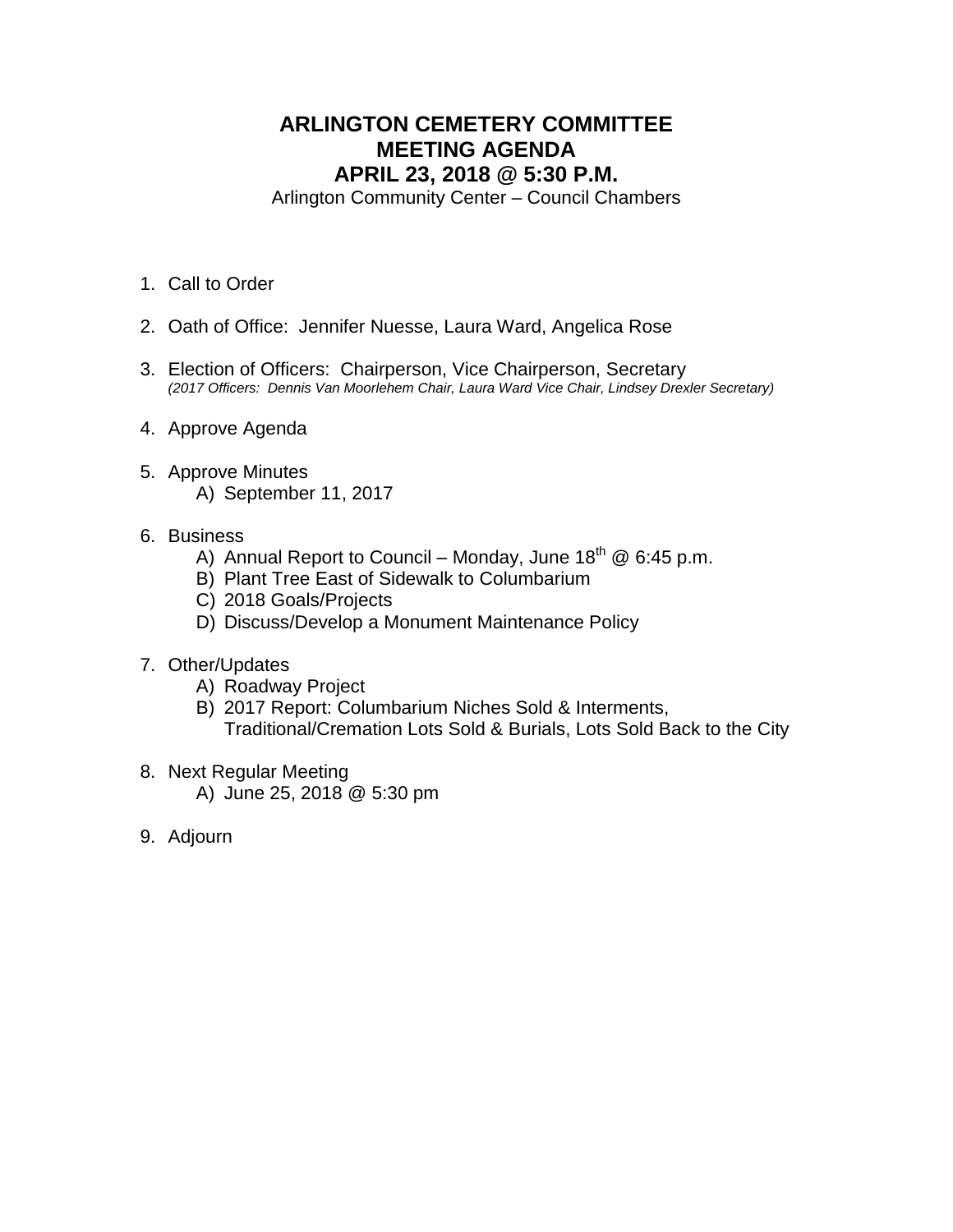# ARLINGTON CEMETERY COMMITTEE
# MEETING AGENDA
# APRIL 23, 2018 @ 5:30 P.M.

Arlington Community Center – Council Chambers

1. Call to Order

2. Oath of Office: Jennifer Nuesse, Laura Ward, Angelica Rose

3. Election of Officers: Chairperson, Vice Chairperson, Secretary
   *(2017 Officers: Dennis Van Moorlehem Chair, Laura Ward Vice Chair, Lindsey Drexler Secretary)*

4. Approve Agenda

5. Approve Minutes
   A) September 11, 2017

6. Business
   A) Annual Report to Council – Monday, June 18th @ 6:45 p.m.
   B) Plant Tree East of Sidewalk to Columbarium
   C) 2018 Goals/Projects
   D) Discuss/Develop a Monument Maintenance Policy

7. Other/Updates
   A) Roadway Project
   B) 2017 Report: Columbarium Niches Sold & Interments, Traditional/Cremation Lots Sold & Burials, Lots Sold Back to the City

8. Next Regular Meeting
   A) June 25, 2018 @ 5:30 pm

9. Adjourn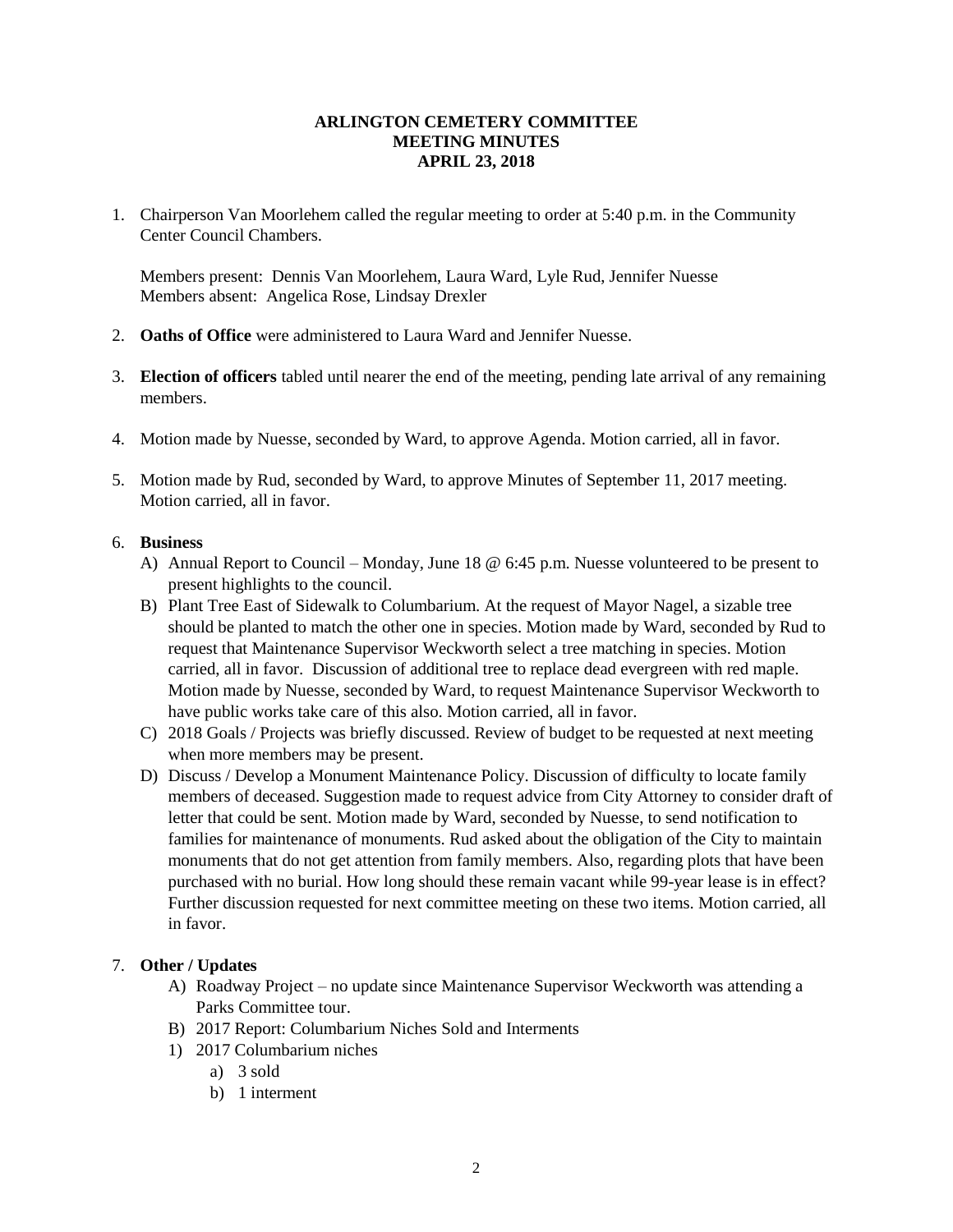**ARLINGTON CEMETERY COMMITTEE**
**MEETING MINUTES**
**APRIL 23, 2018**

1. Chairperson Van Moorlehem called the regular meeting to order at 5:40 p.m. in the Community Center Council Chambers.

   Members present: Dennis Van Moorlehem, Laura Ward, Lyle Rud, Jennifer Nuesse
   Members absent: Angelica Rose, Lindsay Drexler

2. **Oaths of Office** were administered to Laura Ward and Jennifer Nuesse.

3. **Election of officers** tabled until nearer the end of the meeting, pending late arrival of any remaining members.

4. Motion made by Nuesse, seconded by Ward, to approve Agenda. Motion carried, all in favor.

5. Motion made by Rud, seconded by Ward, to approve Minutes of September 11, 2017 meeting. Motion carried, all in favor.

6. **Business**
   A) Annual Report to Council – Monday, June 18 @ 6:45 p.m. Nuesse volunteered to be present to present highlights to the council.
   B) Plant Tree East of Sidewalk to Columbarium. At the request of Mayor Nagel, a sizable tree should be planted to match the other one in species. Motion made by Ward, seconded by Rud to request that Maintenance Supervisor Weckworth select a tree matching in species. Motion carried, all in favor. Discussion of additional tree to replace dead evergreen with red maple. Motion made by Nuesse, seconded by Ward, to request Maintenance Supervisor Weckworth to have public works take care of this also. Motion carried, all in favor.
   C) 2018 Goals / Projects was briefly discussed. Review of budget to be requested at next meeting when more members may be present.
   D) Discuss / Develop a Monument Maintenance Policy. Discussion of difficulty to locate family members of deceased. Suggestion made to request advice from City Attorney to consider draft of letter that could be sent. Motion made by Ward, seconded by Nuesse, to send notification to families for maintenance of monuments. Rud asked about the obligation of the City to maintain monuments that do not get attention from family members. Also, regarding plots that have been purchased with no burial. How long should these remain vacant while 99-year lease is in effect? Further discussion requested for next committee meeting on these two items. Motion carried, all in favor.

7. **Other / Updates**
   A) Roadway Project – no update since Maintenance Supervisor Weckworth was attending a Parks Committee tour.
   B) 2017 Report: Columbarium Niches Sold and Interments
   1) 2017 Columbarium niches
      a) 3 sold
      b) 1 interment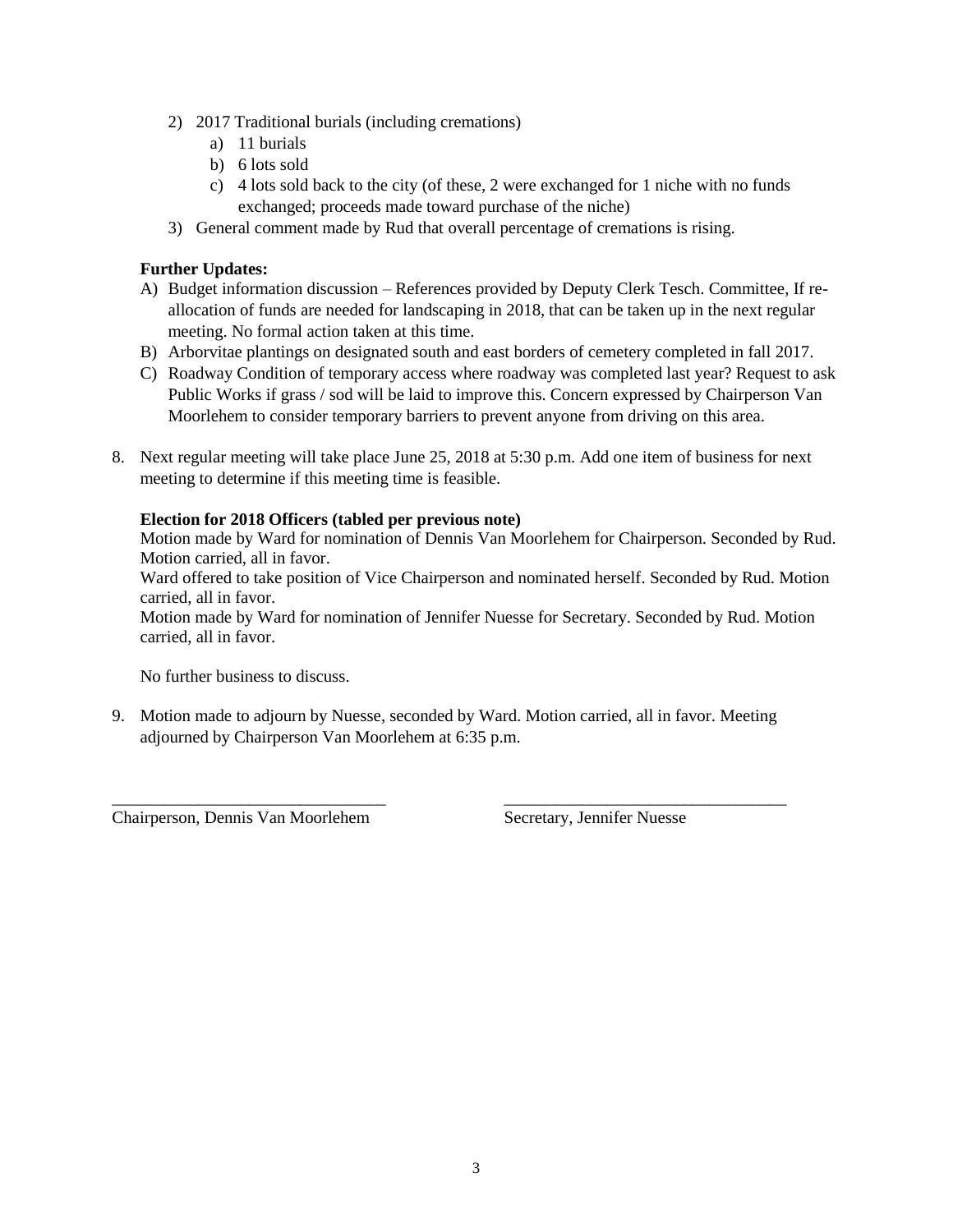2) 2017 Traditional burials (including cremations)
    a) 11 burials
    b) 6 lots sold
    c) 4 lots sold back to the city (of these, 2 were exchanged for 1 niche with no funds exchanged; proceeds made toward purchase of the niche)
3) General comment made by Rud that overall percentage of cremations is rising.

**Further Updates:**

A) Budget information discussion – References provided by Deputy Clerk Tesch. Committee, If re-allocation of funds are needed for landscaping in 2018, that can be taken up in the next regular meeting. No formal action taken at this time.
B) Arborvitae plantings on designated south and east borders of cemetery completed in fall 2017.
C) Roadway Condition of temporary access where roadway was completed last year? Request to ask Public Works if grass / sod will be laid to improve this. Concern expressed by Chairperson Van Moorlehem to consider temporary barriers to prevent anyone from driving on this area.

8. Next regular meeting will take place June 25, 2018 at 5:30 p.m. Add one item of business for next meeting to determine if this meeting time is feasible.

   **Election for 2018 Officers (tabled per previous note)**

   Motion made by Ward for nomination of Dennis Van Moorlehem for Chairperson. Seconded by Rud. Motion carried, all in favor.

   Ward offered to take position of Vice Chairperson and nominated herself. Seconded by Rud. Motion carried, all in favor.

   Motion made by Ward for nomination of Jennifer Nuesse for Secretary. Seconded by Rud. Motion carried, all in favor.

   No further business to discuss.

9. Motion made to adjourn by Nuesse, seconded by Ward. Motion carried, all in favor. Meeting adjourned by Chairperson Van Moorlehem at 6:35 p.m.

\_\_\_\_\_\_\_\_\_\_\_\_\_\_\_\_\_\_\_\_\_\_\_\_\_\_\_\_\_\_\_\_
Chairperson, Dennis Van Moorlehem

\_\_\_\_\_\_\_\_\_\_\_\_\_\_\_\_\_\_\_\_\_\_\_\_\_\_\_\_\_\_\_\_
Secretary, Jennifer Nuesse